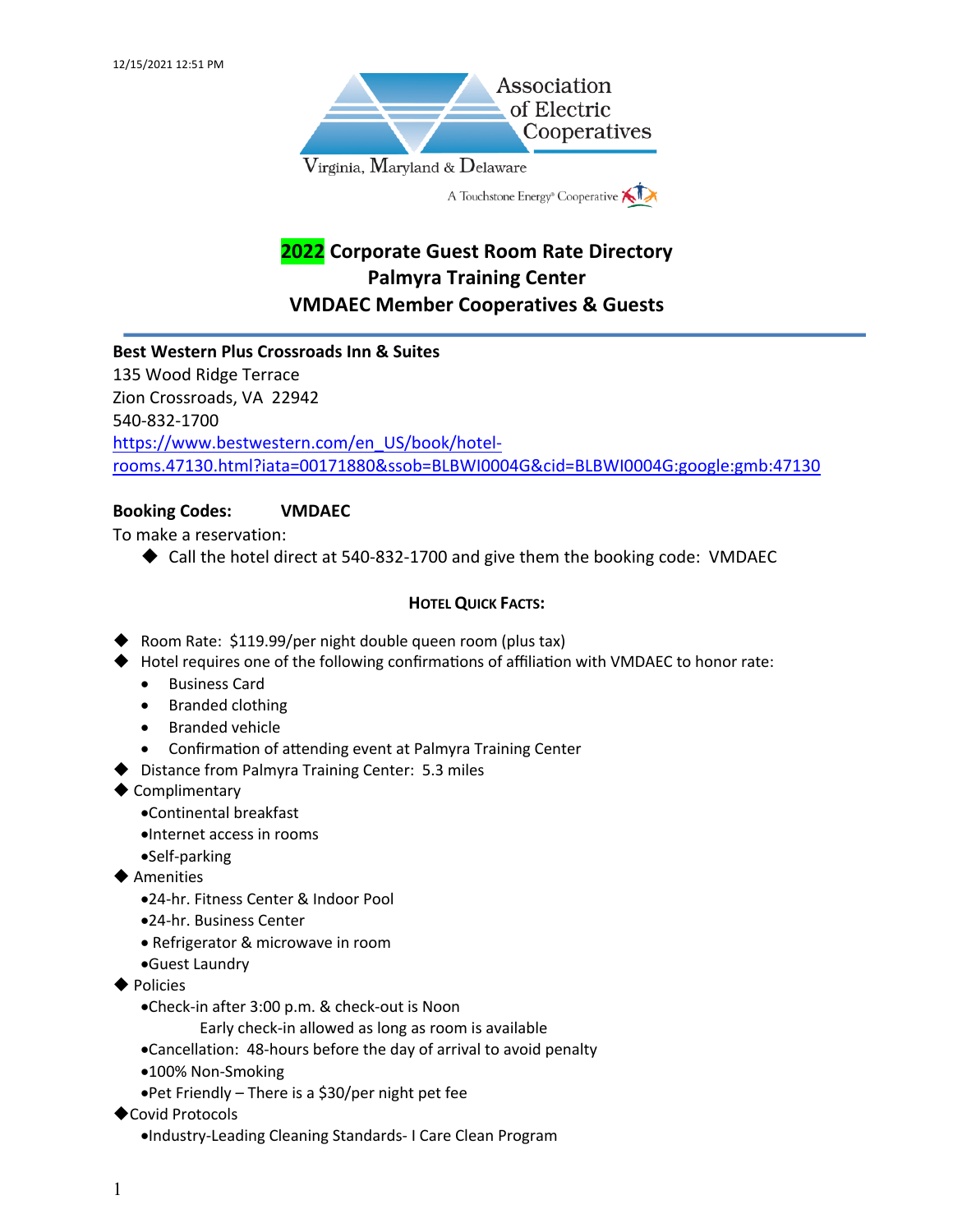Association of Electric Cooperatives

Virginia, Maryland & Delaware

A Touchstone Energy® Cooperative

# 2022 Corporate Guest Room Rate Directory
# Palmyra Training Center
# VMDAEC Member Cooperatives & Guests

**Best Western Plus Crossroads Inn & Suites**
135 Wood Ridge Terrace
Zion Crossroads, VA 22942
540-832-1700
https://www.bestwestern.com/en_US/book/hotel-rooms.47130.html?iata=00171880&ssob=BLBWI0004G&cid=BLBWI0004G:google:gmb:47130

**Booking Codes:** **VMDAEC**

To make a reservation:

- Call the hotel direct at 540-832-1700 and give them the booking code: VMDAEC

### Hotel Quick Facts:

- Room Rate: $119.99/per night double queen room (plus tax)
- Hotel requires one of the following confirmations of affiliation with VMDAEC to honor rate:
  - Business Card
  - Branded clothing
  - Branded vehicle
  - Confirmation of attending event at Palmyra Training Center
- Distance from Palmyra Training Center: 5.3 miles
- Complimentary
  - Continental breakfast
  - Internet access in rooms
  - Self-parking
- Amenities
  - 24-hr. Fitness Center & Indoor Pool
  - 24-hr. Business Center
  - Refrigerator & microwave in room
  - Guest Laundry
- Policies
  - Check-in after 3:00 p.m. & check-out is Noon
    Early check-in allowed as long as room is available
  - Cancellation: 48-hours before the day of arrival to avoid penalty
  - 100% Non-Smoking
  - Pet Friendly – There is a $30/per night pet fee
- Covid Protocols
  - Industry-Leading Cleaning Standards- I Care Clean Program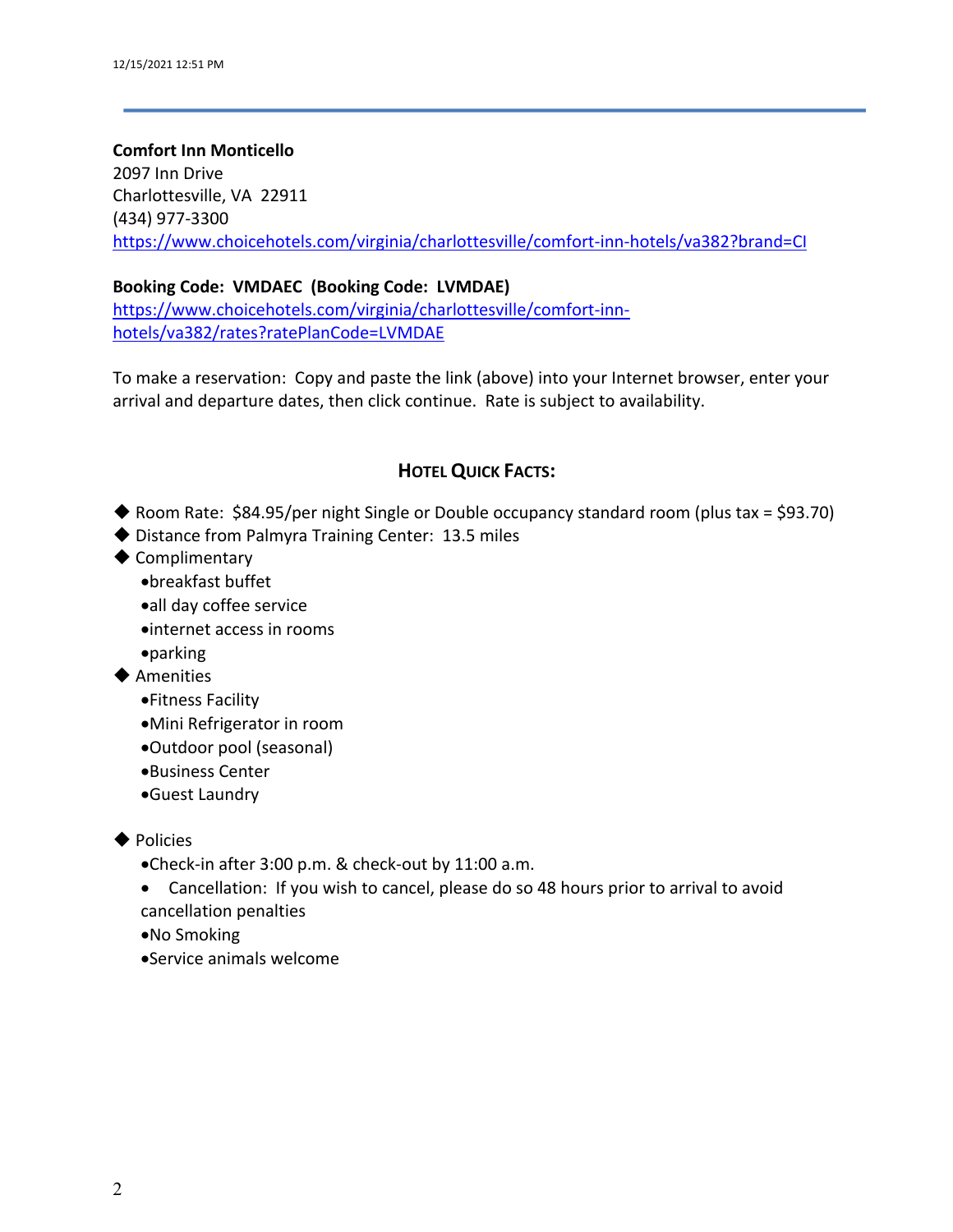**Comfort Inn Monticello**
2097 Inn Drive
Charlottesville, VA 22911
(434) 977-3300
https://www.choicehotels.com/virginia/charlottesville/comfort-inn-hotels/va382?brand=CI

**Booking Code: VMDAEC (Booking Code: LVMDAE)**
https://www.choicehotels.com/virginia/charlottesville/comfort-inn-hotels/va382/rates?ratePlanCode=LVMDAE

To make a reservation: Copy and paste the link (above) into your Internet browser, enter your arrival and departure dates, then click continue. Rate is subject to availability.

## HOTEL QUICK FACTS:

- Room Rate: $84.95/per night Single or Double occupancy standard room (plus tax = $93.70)
- Distance from Palmyra Training Center: 13.5 miles
- Complimentary
  - breakfast buffet
  - all day coffee service
  - internet access in rooms
  - parking
- Amenities
  - Fitness Facility
  - Mini Refrigerator in room
  - Outdoor pool (seasonal)
  - Business Center
  - Guest Laundry
- Policies
  - Check-in after 3:00 p.m. & check-out by 11:00 a.m.
  - Cancellation: If you wish to cancel, please do so 48 hours prior to arrival to avoid cancellation penalties
  - No Smoking
  - Service animals welcome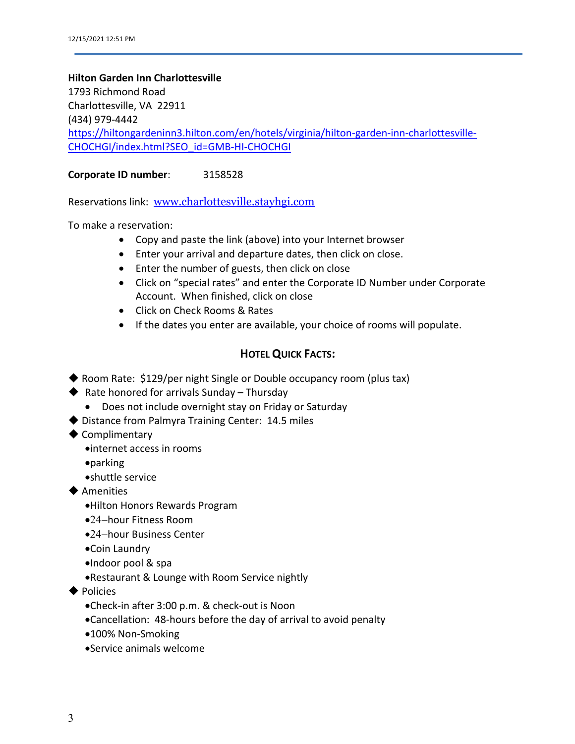**Hilton Garden Inn Charlottesville**
1793 Richmond Road
Charlottesville, VA 22911
(434) 979-4442
https://hiltongardeninn3.hilton.com/en/hotels/virginia/hilton-garden-inn-charlottesville-CHOCHGI/index.html?SEO_id=GMB-HI-CHOCHGI

**Corporate ID number**: 3158528

Reservations link: www.charlottesville.stayhgi.com

To make a reservation:

- Copy and paste the link (above) into your Internet browser
- Enter your arrival and departure dates, then click on close.
- Enter the number of guests, then click on close
- Click on "special rates" and enter the Corporate ID Number under Corporate Account. When finished, click on close
- Click on Check Rooms & Rates
- If the dates you enter are available, your choice of rooms will populate.

## HOTEL QUICK FACTS:

- Room Rate: $129/per night Single or Double occupancy room (plus tax)
- Rate honored for arrivals Sunday – Thursday
  - Does not include overnight stay on Friday or Saturday
- Distance from Palmyra Training Center: 14.5 miles
- Complimentary
  - internet access in rooms
  - parking
  - shuttle service
- Amenities
  - Hilton Honors Rewards Program
  - 24–hour Fitness Room
  - 24–hour Business Center
  - Coin Laundry
  - Indoor pool & spa
  - Restaurant & Lounge with Room Service nightly
- Policies
  - Check-in after 3:00 p.m. & check-out is Noon
  - Cancellation: 48-hours before the day of arrival to avoid penalty
  - 100% Non-Smoking
  - Service animals welcome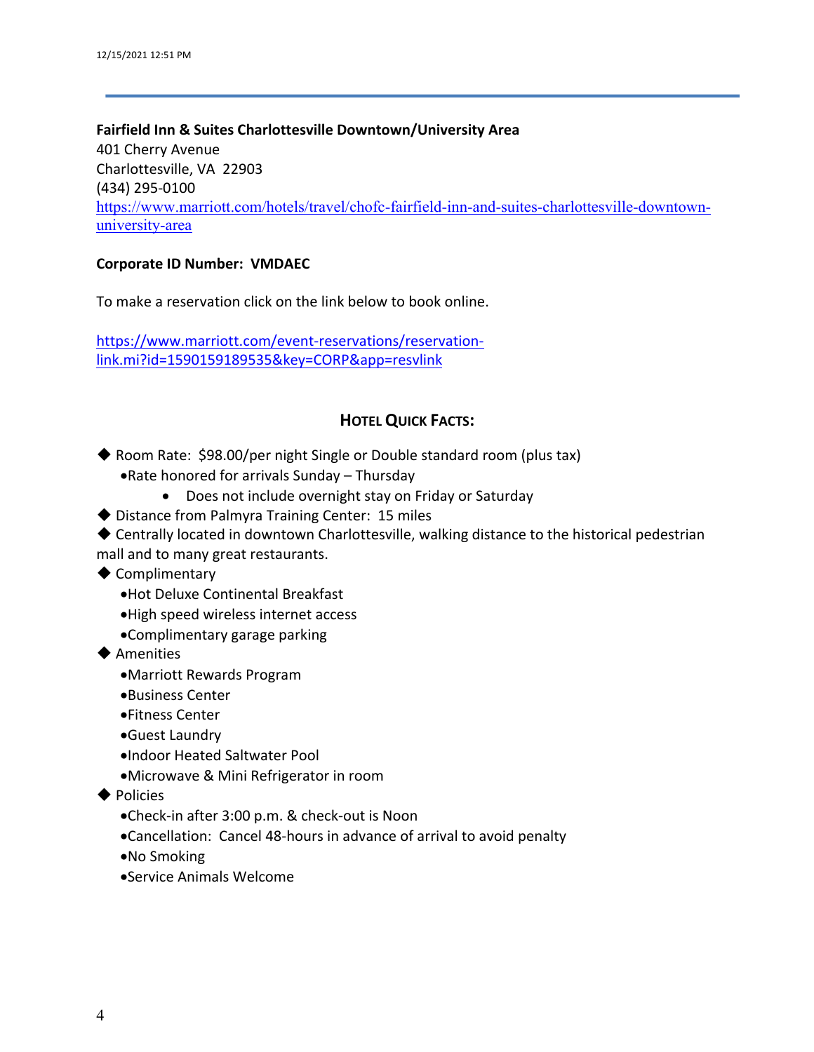**Fairfield Inn & Suites Charlottesville Downtown/University Area**
401 Cherry Avenue
Charlottesville, VA 22903
(434) 295-0100
https://www.marriott.com/hotels/travel/chofc-fairfield-inn-and-suites-charlottesville-downtown-university-area

**Corporate ID Number: VMDAEC**

To make a reservation click on the link below to book online.

https://www.marriott.com/event-reservations/reservation-link.mi?id=1590159189535&key=CORP&app=resvlink

## HOTEL QUICK FACTS:

- Room Rate: $98.00/per night Single or Double standard room (plus tax)
  - Rate honored for arrivals Sunday – Thursday
    - Does not include overnight stay on Friday or Saturday
- Distance from Palmyra Training Center: 15 miles
- Centrally located in downtown Charlottesville, walking distance to the historical pedestrian mall and to many great restaurants.
- Complimentary
  - Hot Deluxe Continental Breakfast
  - High speed wireless internet access
  - Complimentary garage parking
- Amenities
  - Marriott Rewards Program
  - Business Center
  - Fitness Center
  - Guest Laundry
  - Indoor Heated Saltwater Pool
  - Microwave & Mini Refrigerator in room
- Policies
  - Check-in after 3:00 p.m. & check-out is Noon
  - Cancellation: Cancel 48-hours in advance of arrival to avoid penalty
  - No Smoking
  - Service Animals Welcome